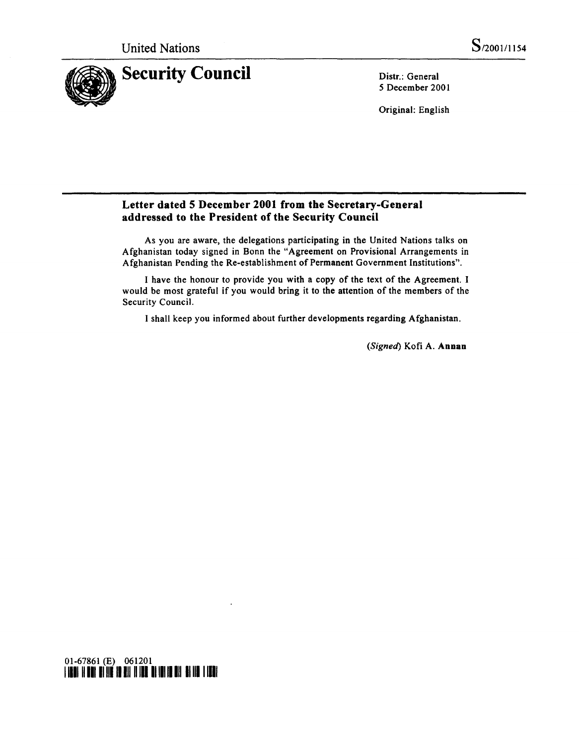United Nations S/2001/1154

# Security Council

Distr.: General
5 December 2001

Original: English

## Letter dated 5 December 2001 from the Secretary-General addressed to the President of the Security Council

As you are aware, the delegations participating in the United Nations talks on Afghanistan today signed in Bonn the "Agreement on Provisional Arrangements in Afghanistan Pending the Re-establishment of Permanent Government Institutions".

I have the honour to provide you with a copy of the text of the Agreement. I would be most grateful if you would bring it to the attention of the members of the Security Council.

I shall keep you informed about further developments regarding Afghanistan.

(*Signed*) Kofi A. **Annan**

01-67861 (E) 061201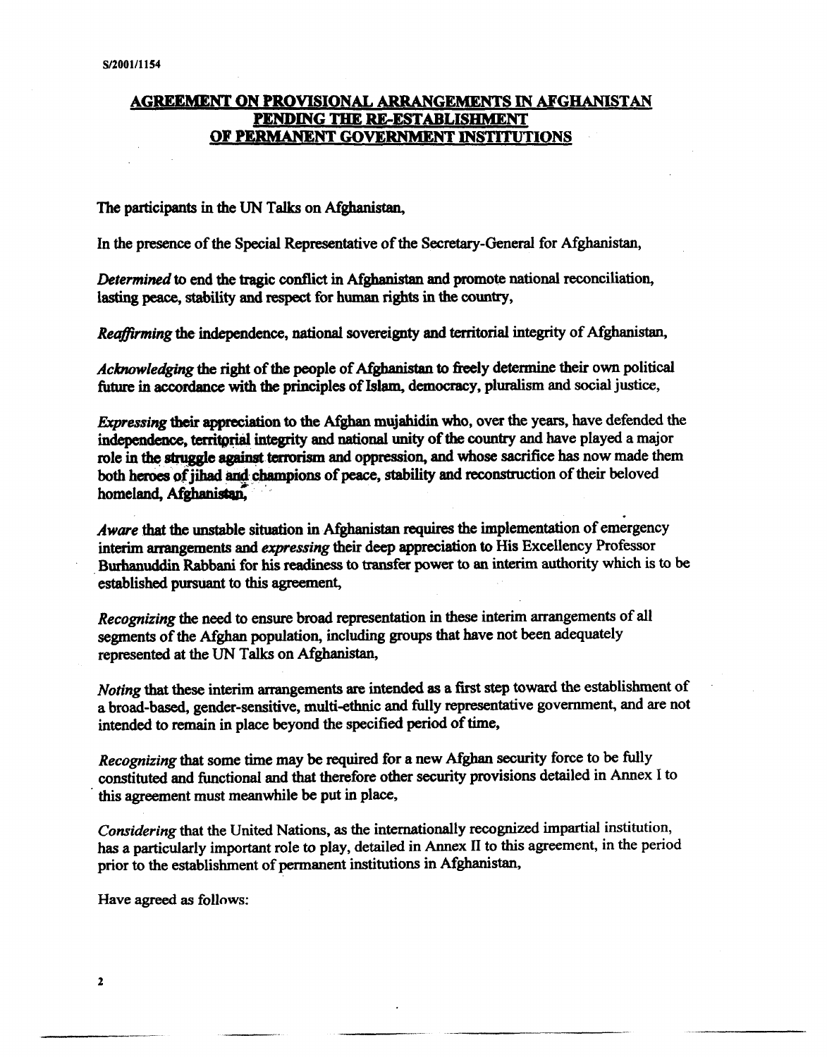S/2001/1154

# AGREEMENT ON PROVISIONAL ARRANGEMENTS IN AFGHANISTAN PENDING THE RE-ESTABLISHMENT OF PERMANENT GOVERNMENT INSTITUTIONS

The participants in the UN Talks on Afghanistan,

In the presence of the Special Representative of the Secretary-General for Afghanistan,

*Determined* to end the tragic conflict in Afghanistan and promote national reconciliation, lasting peace, stability and respect for human rights in the country,

*Reaffirming* the independence, national sovereignty and territorial integrity of Afghanistan,

*Acknowledging* the right of the people of Afghanistan to freely determine their own political future in accordance with the principles of Islam, democracy, pluralism and social justice,

*Expressing* their appreciation to the Afghan mujahidin who, over the years, have defended the independence, territorial integrity and national unity of the country and have played a major role in the struggle against terrorism and oppression, and whose sacrifice has now made them both heroes of jihad and champions of peace, stability and reconstruction of their beloved homeland, Afghanistan,

*Aware* that the unstable situation in Afghanistan requires the implementation of emergency interim arrangements and *expressing* their deep appreciation to His Excellency Professor Burhanuddin Rabbani for his readiness to transfer power to an interim authority which is to be established pursuant to this agreement,

*Recognizing* the need to ensure broad representation in these interim arrangements of all segments of the Afghan population, including groups that have not been adequately represented at the UN Talks on Afghanistan,

*Noting* that these interim arrangements are intended as a first step toward the establishment of a broad-based, gender-sensitive, multi-ethnic and fully representative government, and are not intended to remain in place beyond the specified period of time,

*Recognizing* that some time may be required for a new Afghan security force to be fully constituted and functional and that therefore other security provisions detailed in Annex I to this agreement must meanwhile be put in place,

*Considering* that the United Nations, as the internationally recognized impartial institution, has a particularly important role to play, detailed in Annex II to this agreement, in the period prior to the establishment of permanent institutions in Afghanistan,

Have agreed as follows: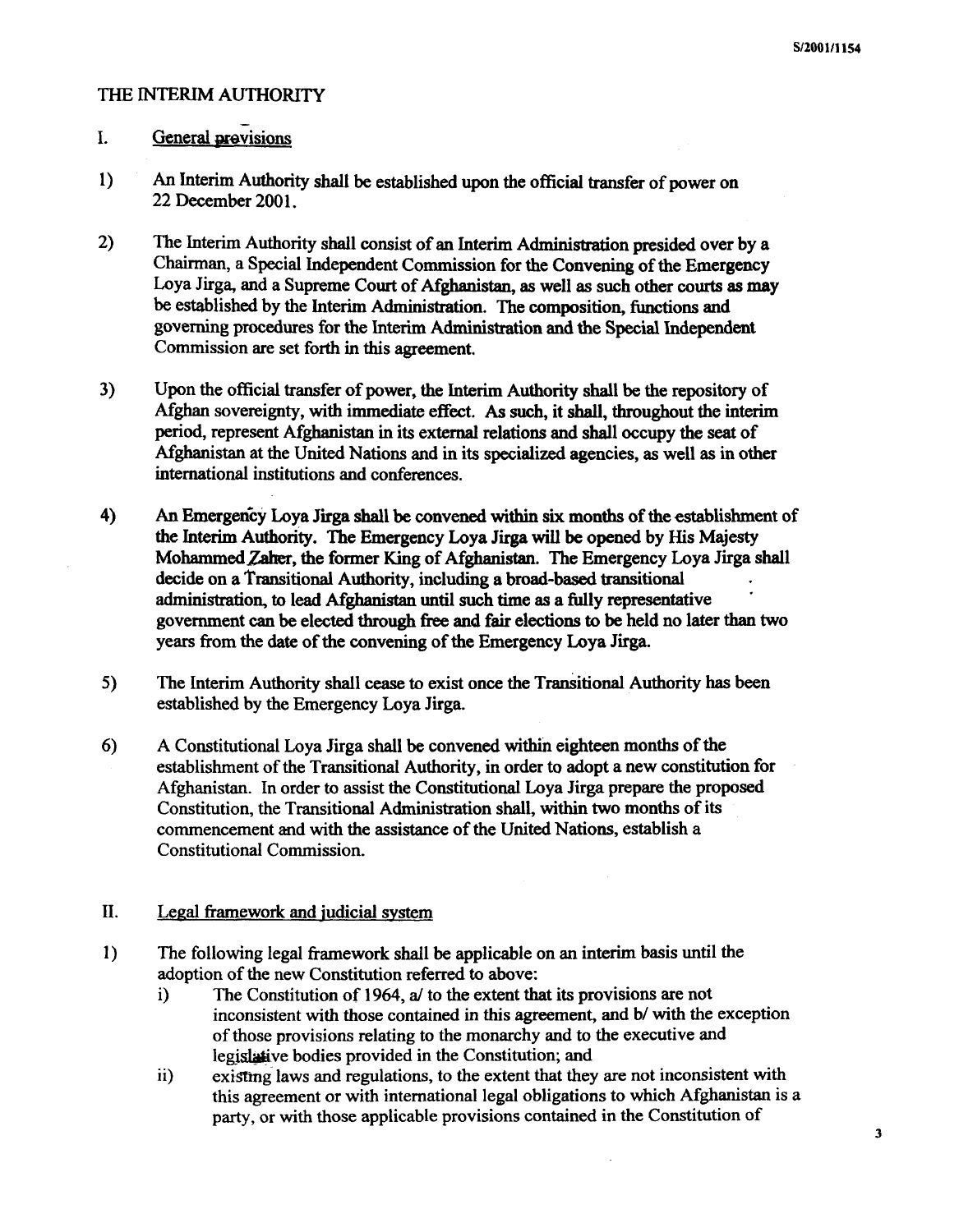# THE INTERIM AUTHORITY

## I. General provisions

1) An Interim Authority shall be established upon the official transfer of power on 22 December 2001.

2) The Interim Authority shall consist of an Interim Administration presided over by a Chairman, a Special Independent Commission for the Convening of the Emergency Loya Jirga, and a Supreme Court of Afghanistan, as well as such other courts as may be established by the Interim Administration. The composition, functions and governing procedures for the Interim Administration and the Special Independent Commission are set forth in this agreement.

3) Upon the official transfer of power, the Interim Authority shall be the repository of Afghan sovereignty, with immediate effect. As such, it shall, throughout the interim period, represent Afghanistan in its external relations and shall occupy the seat of Afghanistan at the United Nations and in its specialized agencies, as well as in other international institutions and conferences.

4) An Emergency Loya Jirga shall be convened within six months of the establishment of the Interim Authority. The Emergency Loya Jirga will be opened by His Majesty Mohammed Zaher, the former King of Afghanistan. The Emergency Loya Jirga shall decide on a Transitional Authority, including a broad-based transitional administration, to lead Afghanistan until such time as a fully representative government can be elected through free and fair elections to be held no later than two years from the date of the convening of the Emergency Loya Jirga.

5) The Interim Authority shall cease to exist once the Transitional Authority has been established by the Emergency Loya Jirga.

6) A Constitutional Loya Jirga shall be convened within eighteen months of the establishment of the Transitional Authority, in order to adopt a new constitution for Afghanistan. In order to assist the Constitutional Loya Jirga prepare the proposed Constitution, the Transitional Administration shall, within two months of its commencement and with the assistance of the United Nations, establish a Constitutional Commission.

## II. Legal framework and judicial system

1) The following legal framework shall be applicable on an interim basis until the adoption of the new Constitution referred to above:
   i) The Constitution of 1964, a/ to the extent that its provisions are not inconsistent with those contained in this agreement, and b/ with the exception of those provisions relating to the monarchy and to the executive and legislative bodies provided in the Constitution; and
   ii) existing laws and regulations, to the extent that they are not inconsistent with this agreement or with international legal obligations to which Afghanistan is a party, or with those applicable provisions contained in the Constitution of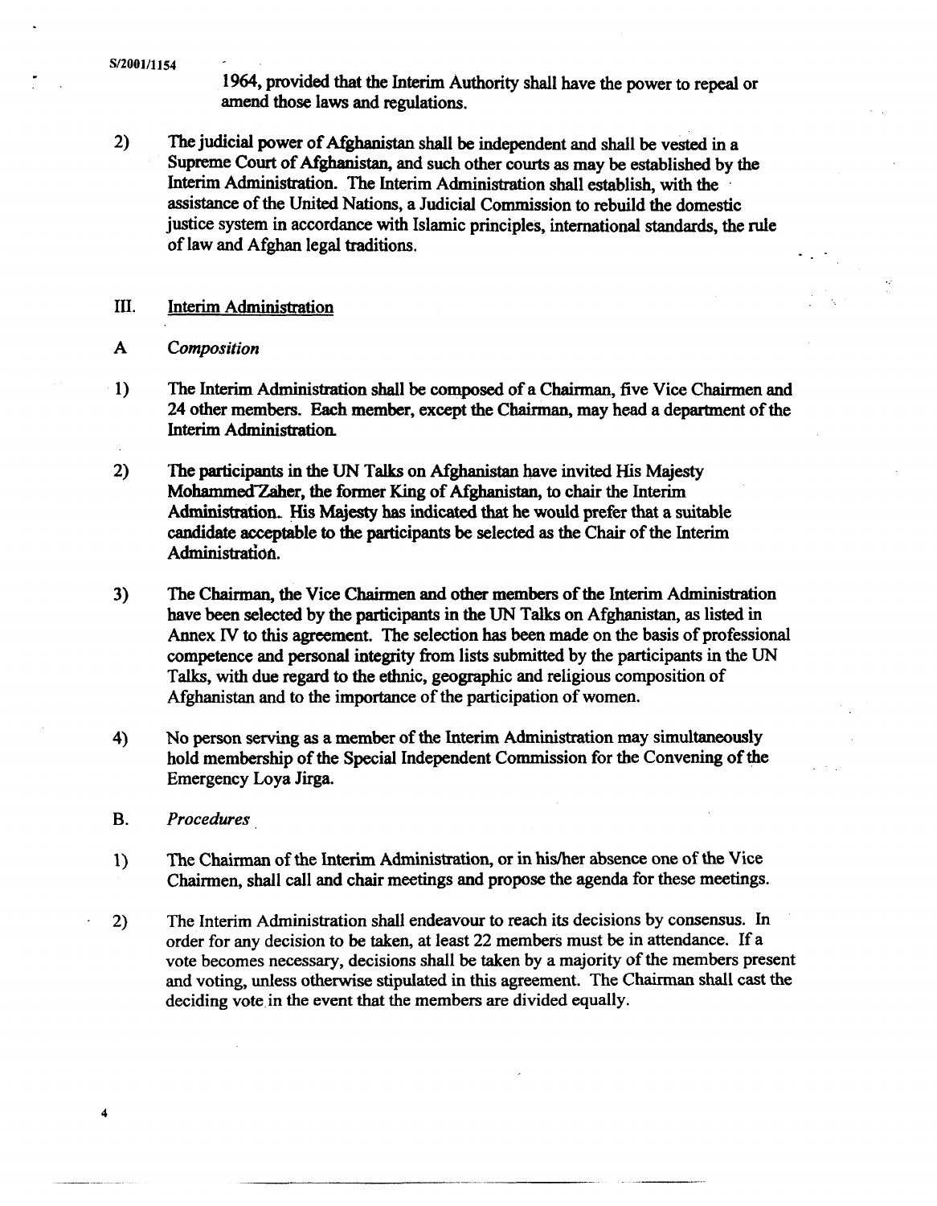1964, provided that the Interim Authority shall have the power to repeal or amend those laws and regulations.

2) The judicial power of Afghanistan shall be independent and shall be vested in a Supreme Court of Afghanistan, and such other courts as may be established by the Interim Administration. The Interim Administration shall establish, with the assistance of the United Nations, a Judicial Commission to rebuild the domestic justice system in accordance with Islamic principles, international standards, the rule of law and Afghan legal traditions.

## III. Interim Administration

### A *Composition*

1) The Interim Administration shall be composed of a Chairman, five Vice Chairmen and 24 other members. Each member, except the Chairman, may head a department of the Interim Administration.

2) The participants in the UN Talks on Afghanistan have invited His Majesty Mohammed Zaher, the former King of Afghanistan, to chair the Interim Administration. His Majesty has indicated that he would prefer that a suitable candidate acceptable to the participants be selected as the Chair of the Interim Administration.

3) The Chairman, the Vice Chairmen and other members of the Interim Administration have been selected by the participants in the UN Talks on Afghanistan, as listed in Annex IV to this agreement. The selection has been made on the basis of professional competence and personal integrity from lists submitted by the participants in the UN Talks, with due regard to the ethnic, geographic and religious composition of Afghanistan and to the importance of the participation of women.

4) No person serving as a member of the Interim Administration may simultaneously hold membership of the Special Independent Commission for the Convening of the Emergency Loya Jirga.

### B. *Procedures*

1) The Chairman of the Interim Administration, or in his/her absence one of the Vice Chairmen, shall call and chair meetings and propose the agenda for these meetings.

2) The Interim Administration shall endeavour to reach its decisions by consensus. In order for any decision to be taken, at least 22 members must be in attendance. If a vote becomes necessary, decisions shall be taken by a majority of the members present and voting, unless otherwise stipulated in this agreement. The Chairman shall cast the deciding vote in the event that the members are divided equally.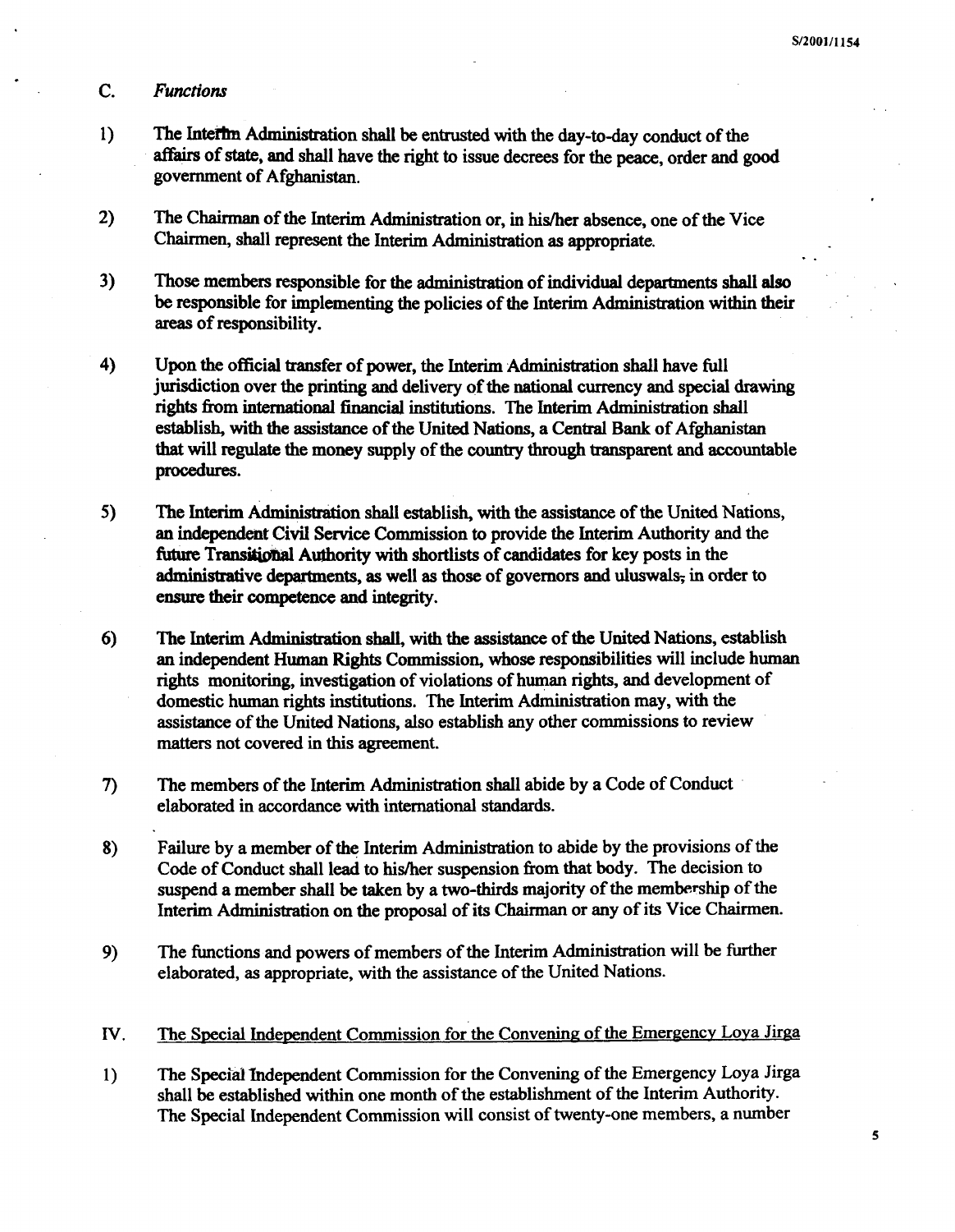### C. *Functions*

1) The Interim Administration shall be entrusted with the day-to-day conduct of the affairs of state, and shall have the right to issue decrees for the peace, order and good government of Afghanistan.

2) The Chairman of the Interim Administration or, in his/her absence, one of the Vice Chairmen, shall represent the Interim Administration as appropriate.

3) Those members responsible for the administration of individual departments shall also be responsible for implementing the policies of the Interim Administration within their areas of responsibility.

4) Upon the official transfer of power, the Interim Administration shall have full jurisdiction over the printing and delivery of the national currency and special drawing rights from international financial institutions. The Interim Administration shall establish, with the assistance of the United Nations, a Central Bank of Afghanistan that will regulate the money supply of the country through transparent and accountable procedures.

5) The Interim Administration shall establish, with the assistance of the United Nations, an independent Civil Service Commission to provide the Interim Authority and the future Transitional Authority with shortlists of candidates for key posts in the administrative departments, as well as those of governors and uluswals, in order to ensure their competence and integrity.

6) The Interim Administration shall, with the assistance of the United Nations, establish an independent Human Rights Commission, whose responsibilities will include human rights monitoring, investigation of violations of human rights, and development of domestic human rights institutions. The Interim Administration may, with the assistance of the United Nations, also establish any other commissions to review matters not covered in this agreement.

7) The members of the Interim Administration shall abide by a Code of Conduct elaborated in accordance with international standards.

8) Failure by a member of the Interim Administration to abide by the provisions of the Code of Conduct shall lead to his/her suspension from that body. The decision to suspend a member shall be taken by a two-thirds majority of the membership of the Interim Administration on the proposal of its Chairman or any of its Vice Chairmen.

9) The functions and powers of members of the Interim Administration will be further elaborated, as appropriate, with the assistance of the United Nations.

## IV. The Special Independent Commission for the Convening of the Emergency Loya Jirga

1) The Special Independent Commission for the Convening of the Emergency Loya Jirga shall be established within one month of the establishment of the Interim Authority. The Special Independent Commission will consist of twenty-one members, a number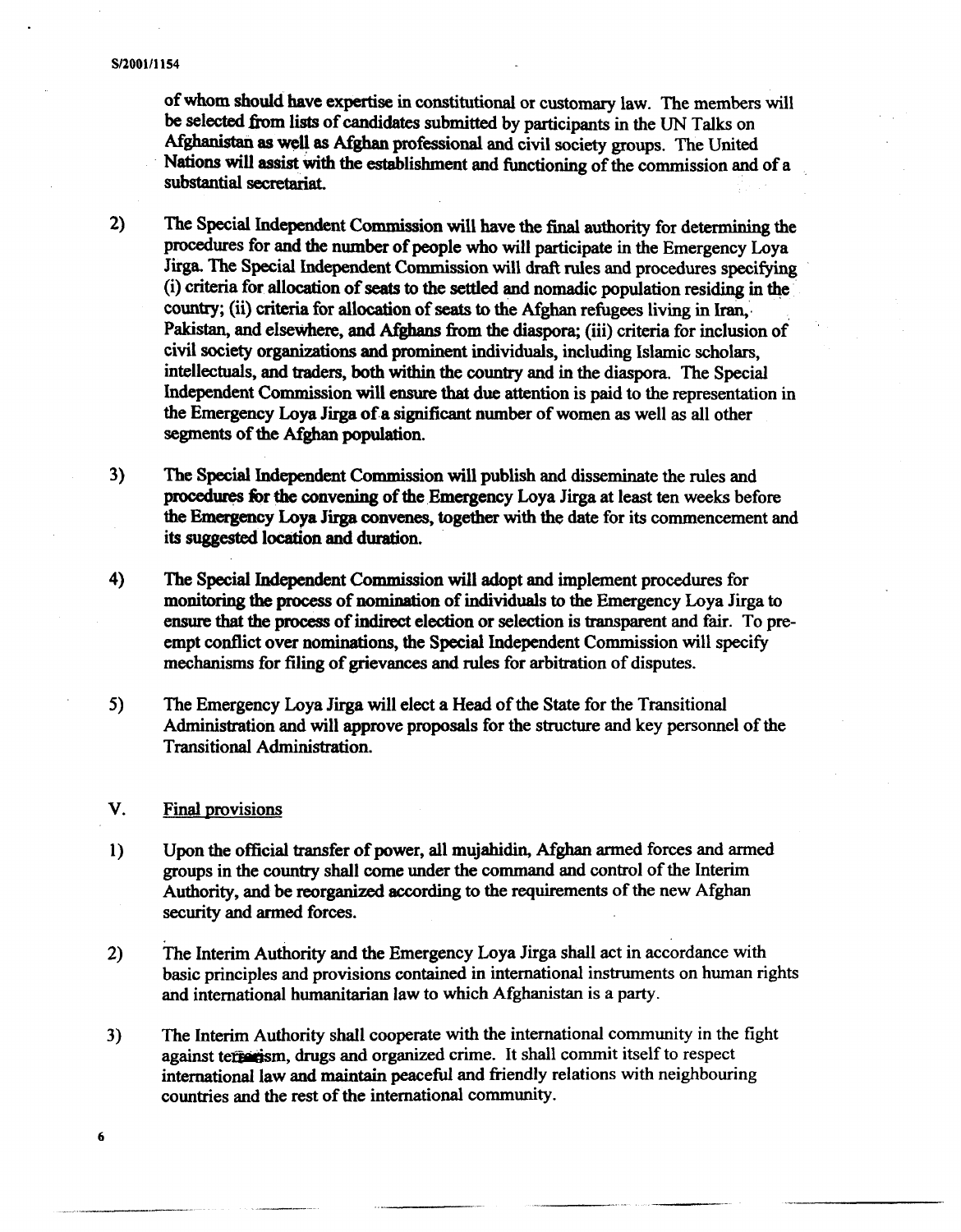of whom should have expertise in constitutional or customary law. The members will be selected from lists of candidates submitted by participants in the UN Talks on Afghanistan as well as Afghan professional and civil society groups. The United Nations will assist with the establishment and functioning of the commission and of a substantial secretariat.

2) The Special Independent Commission will have the final authority for determining the procedures for and the number of people who will participate in the Emergency Loya Jirga. The Special Independent Commission will draft rules and procedures specifying (i) criteria for allocation of seats to the settled and nomadic population residing in the country; (ii) criteria for allocation of seats to the Afghan refugees living in Iran, Pakistan, and elsewhere, and Afghans from the diaspora; (iii) criteria for inclusion of civil society organizations and prominent individuals, including Islamic scholars, intellectuals, and traders, both within the country and in the diaspora. The Special Independent Commission will ensure that due attention is paid to the representation in the Emergency Loya Jirga of a significant number of women as well as all other segments of the Afghan population.

3) The Special Independent Commission will publish and disseminate the rules and procedures for the convening of the Emergency Loya Jirga at least ten weeks before the Emergency Loya Jirga convenes, together with the date for its commencement and its suggested location and duration.

4) The Special Independent Commission will adopt and implement procedures for monitoring the process of nomination of individuals to the Emergency Loya Jirga to ensure that the process of indirect election or selection is transparent and fair. To pre-empt conflict over nominations, the Special Independent Commission will specify mechanisms for filing of grievances and rules for arbitration of disputes.

5) The Emergency Loya Jirga will elect a Head of the State for the Transitional Administration and will approve proposals for the structure and key personnel of the Transitional Administration.

## V. Final provisions

1) Upon the official transfer of power, all mujahidin, Afghan armed forces and armed groups in the country shall come under the command and control of the Interim Authority, and be reorganized according to the requirements of the new Afghan security and armed forces.

2) The Interim Authority and the Emergency Loya Jirga shall act in accordance with basic principles and provisions contained in international instruments on human rights and international humanitarian law to which Afghanistan is a party.

3) The Interim Authority shall cooperate with the international community in the fight against terrorism, drugs and organized crime. It shall commit itself to respect international law and maintain peaceful and friendly relations with neighbouring countries and the rest of the international community.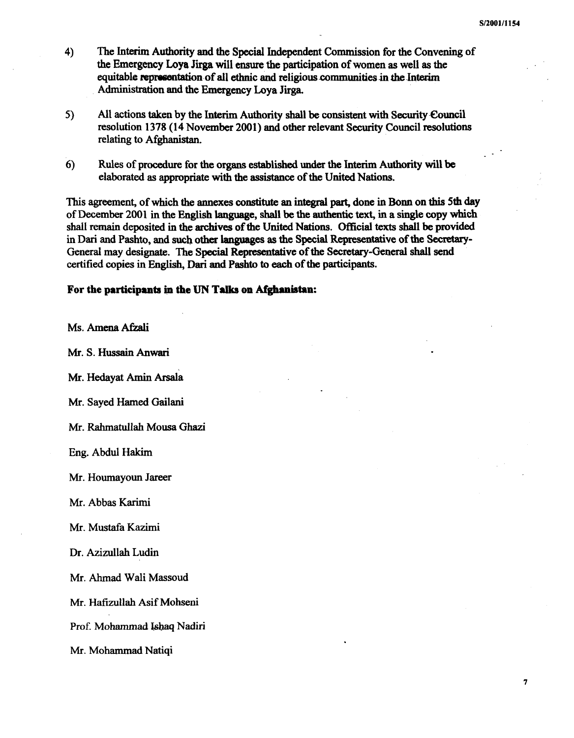4) The Interim Authority and the Special Independent Commission for the Convening of the Emergency Loya Jirga will ensure the participation of women as well as the equitable representation of all ethnic and religious communities in the Interim Administration and the Emergency Loya Jirga.

5) All actions taken by the Interim Authority shall be consistent with Security Council resolution 1378 (14 November 2001) and other relevant Security Council resolutions relating to Afghanistan.

6) Rules of procedure for the organs established under the Interim Authority will be elaborated as appropriate with the assistance of the United Nations.

This agreement, of which the annexes constitute an integral part, done in Bonn on this 5th day of December 2001 in the English language, shall be the authentic text, in a single copy which shall remain deposited in the archives of the United Nations. Official texts shall be provided in Dari and Pashto, and such other languages as the Special Representative of the Secretary-General may designate. The Special Representative of the Secretary-General shall send certified copies in English, Dari and Pashto to each of the participants.

**For the participants in the UN Talks on Afghanistan:**

Ms. Amena Afzali

Mr. S. Hussain Anwari

Mr. Hedayat Amin Arsala

Mr. Sayed Hamed Gailani

Mr. Rahmatullah Mousa Ghazi

Eng. Abdul Hakim

Mr. Houmayoun Jareer

Mr. Abbas Karimi

Mr. Mustafa Kazimi

Dr. Azizullah Ludin

Mr. Ahmad Wali Massoud

Mr. Hafizullah Asif Mohseni

Prof. Mohammad Ishaq Nadiri

Mr. Mohammad Natiqi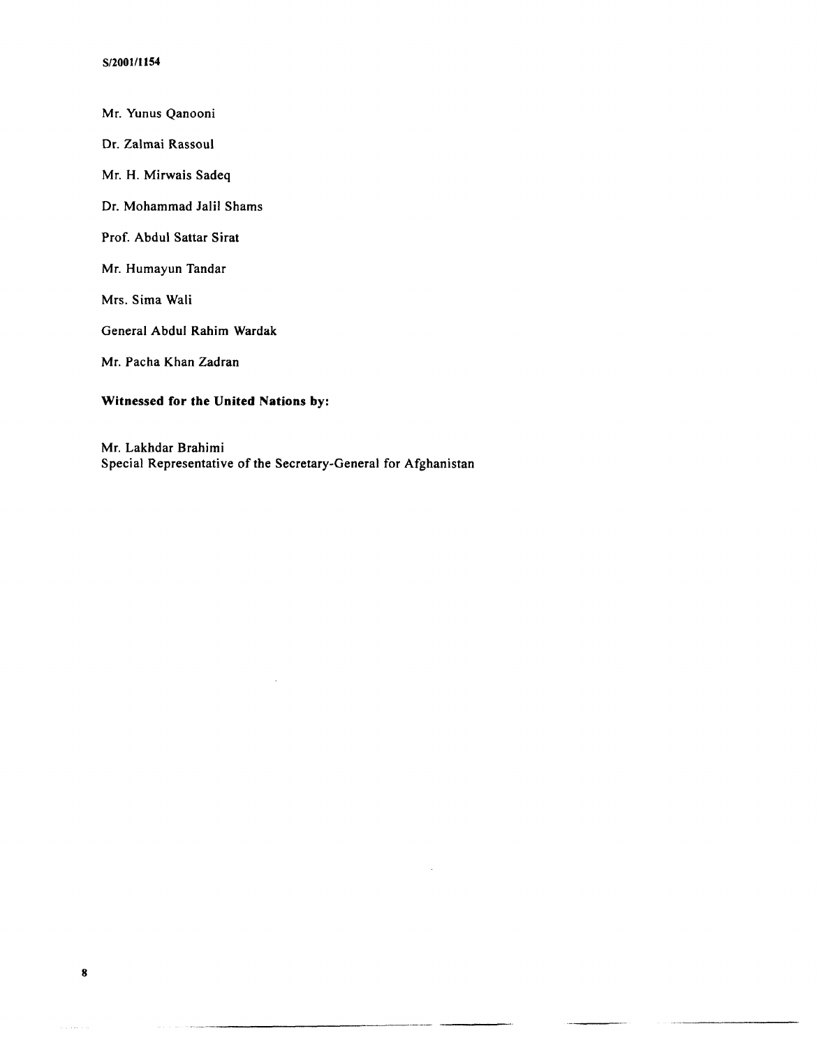Mr. Yunus Qanooni

Dr. Zalmai Rassoul

Mr. H. Mirwais Sadeq

Dr. Mohammad Jalil Shams

Prof. Abdul Sattar Sirat

Mr. Humayun Tandar

Mrs. Sima Wali

General Abdul Rahim Wardak

Mr. Pacha Khan Zadran

**Witnessed for the United Nations by:**

Mr. Lakhdar Brahimi
Special Representative of the Secretary-General for Afghanistan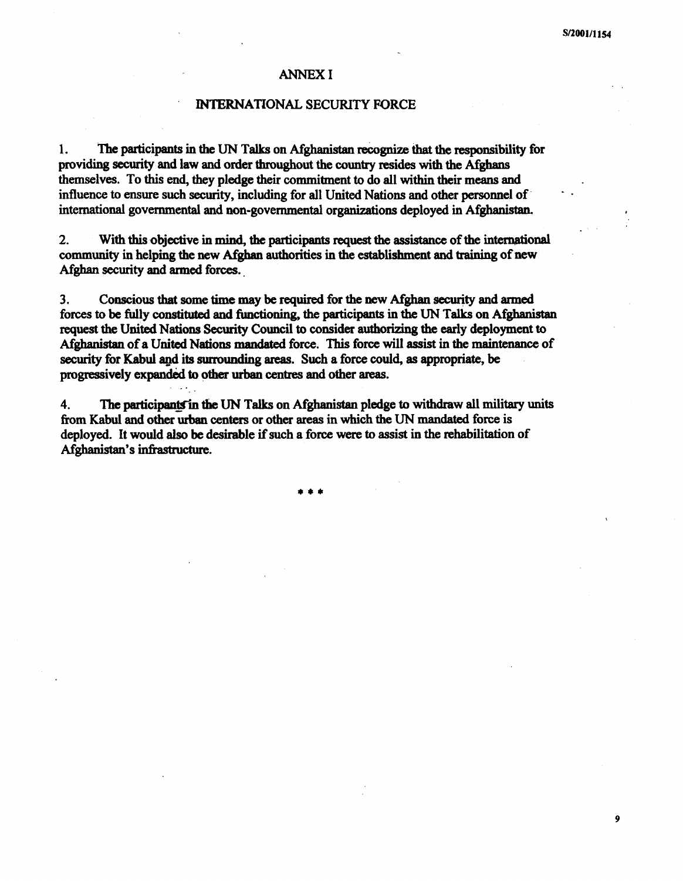## ANNEX I

## INTERNATIONAL SECURITY FORCE

1. The participants in the UN Talks on Afghanistan recognize that the responsibility for providing security and law and order throughout the country resides with the Afghans themselves. To this end, they pledge their commitment to do all within their means and influence to ensure such security, including for all United Nations and other personnel of international governmental and non-governmental organizations deployed in Afghanistan.

2. With this objective in mind, the participants request the assistance of the international community in helping the new Afghan authorities in the establishment and training of new Afghan security and armed forces.

3. Conscious that some time may be required for the new Afghan security and armed forces to be fully constituted and functioning, the participants in the UN Talks on Afghanistan request the United Nations Security Council to consider authorizing the early deployment to Afghanistan of a United Nations mandated force. This force will assist in the maintenance of security for Kabul and its surrounding areas. Such a force could, as appropriate, be progressively expanded to other urban centres and other areas.

4. The participants in the UN Talks on Afghanistan pledge to withdraw all military units from Kabul and other urban centers or other areas in which the UN mandated force is deployed. It would also be desirable if such a force were to assist in the rehabilitation of Afghanistan's infrastructure.

* * *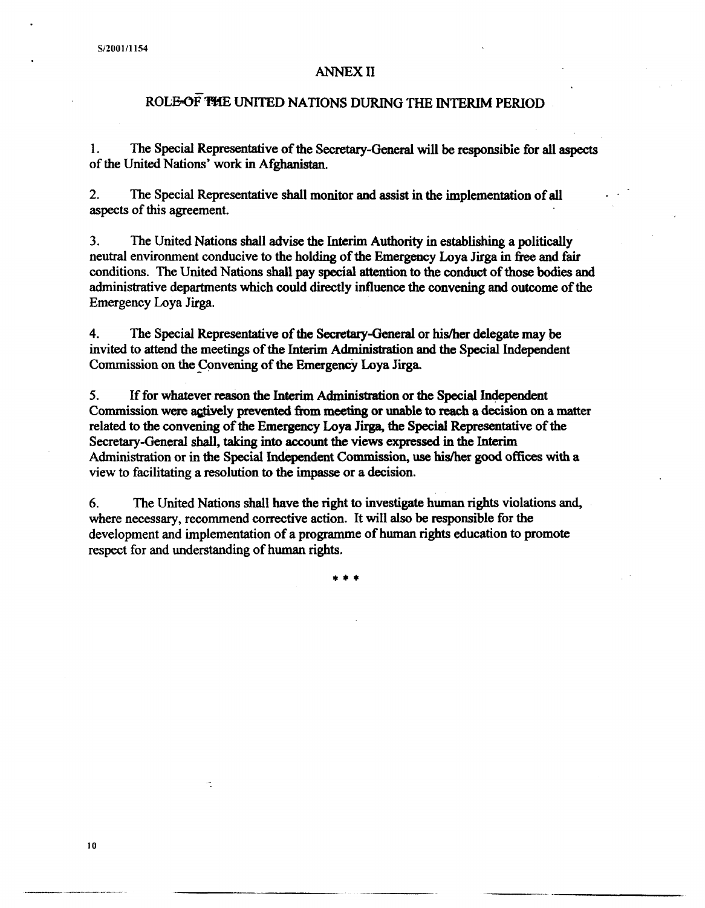## ANNEX II

## ROLE OF THE UNITED NATIONS DURING THE INTERIM PERIOD

1. The Special Representative of the Secretary-General will be responsible for all aspects of the United Nations' work in Afghanistan.

2. The Special Representative shall monitor and assist in the implementation of all aspects of this agreement.

3. The United Nations shall advise the Interim Authority in establishing a politically neutral environment conducive to the holding of the Emergency Loya Jirga in free and fair conditions. The United Nations shall pay special attention to the conduct of those bodies and administrative departments which could directly influence the convening and outcome of the Emergency Loya Jirga.

4. The Special Representative of the Secretary-General or his/her delegate may be invited to attend the meetings of the Interim Administration and the Special Independent Commission on the Convening of the Emergency Loya Jirga.

5. If for whatever reason the Interim Administration or the Special Independent Commission were actively prevented from meeting or unable to reach a decision on a matter related to the convening of the Emergency Loya Jirga, the Special Representative of the Secretary-General shall, taking into account the views expressed in the Interim Administration or in the Special Independent Commission, use his/her good offices with a view to facilitating a resolution to the impasse or a decision.

6. The United Nations shall have the right to investigate human rights violations and, where necessary, recommend corrective action. It will also be responsible for the development and implementation of a programme of human rights education to promote respect for and understanding of human rights.

\* \* \*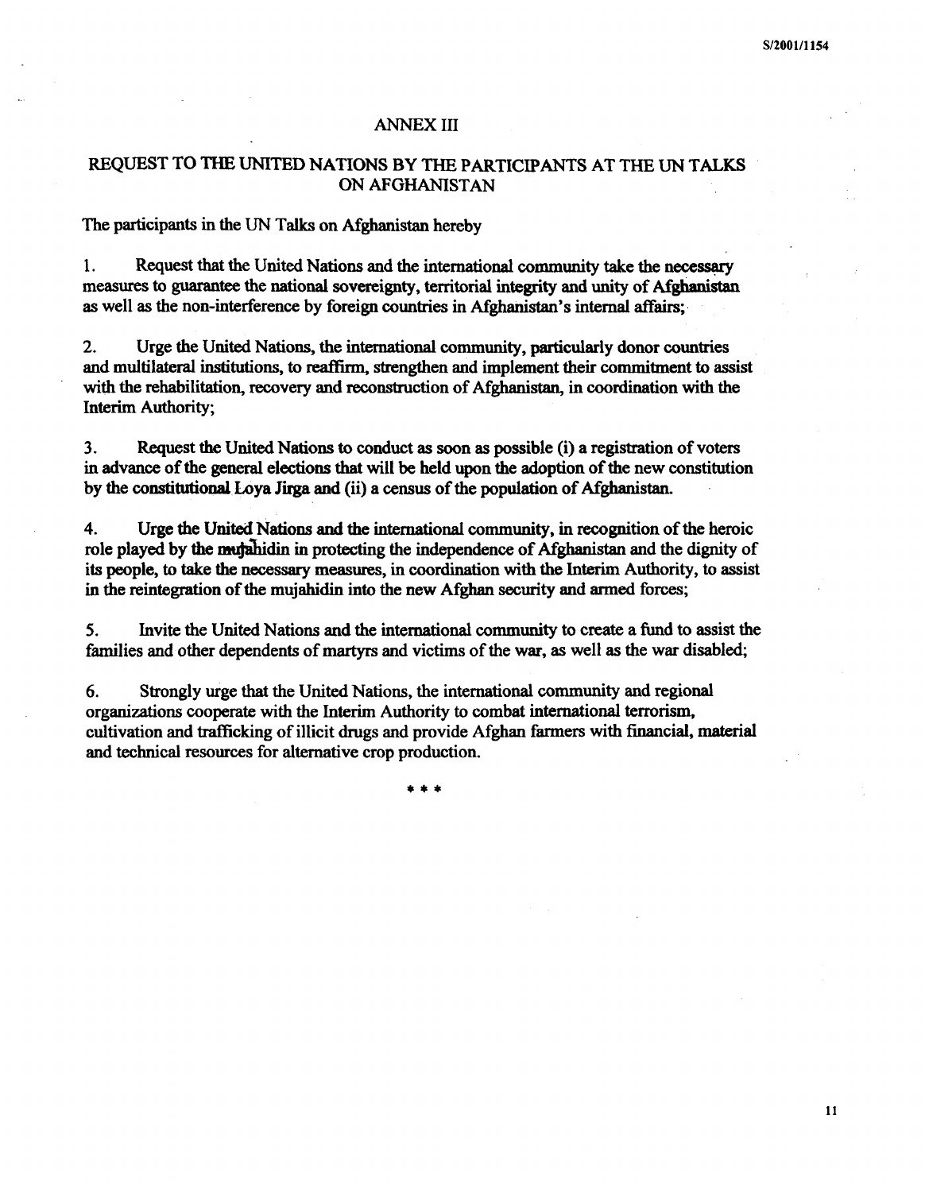## ANNEX III

## REQUEST TO THE UNITED NATIONS BY THE PARTICIPANTS AT THE UN TALKS ON AFGHANISTAN

The participants in the UN Talks on Afghanistan hereby

1. Request that the United Nations and the international community take the necessary measures to guarantee the national sovereignty, territorial integrity and unity of Afghanistan as well as the non-interference by foreign countries in Afghanistan's internal affairs;

2. Urge the United Nations, the international community, particularly donor countries and multilateral institutions, to reaffirm, strengthen and implement their commitment to assist with the rehabilitation, recovery and reconstruction of Afghanistan, in coordination with the Interim Authority;

3. Request the United Nations to conduct as soon as possible (i) a registration of voters in advance of the general elections that will be held upon the adoption of the new constitution by the constitutional Loya Jirga and (ii) a census of the population of Afghanistan.

4. Urge the United Nations and the international community, in recognition of the heroic role played by the mujahidin in protecting the independence of Afghanistan and the dignity of its people, to take the necessary measures, in coordination with the Interim Authority, to assist in the reintegration of the mujahidin into the new Afghan security and armed forces;

5. Invite the United Nations and the international community to create a fund to assist the families and other dependents of martyrs and victims of the war, as well as the war disabled;

6. Strongly urge that the United Nations, the international community and regional organizations cooperate with the Interim Authority to combat international terrorism, cultivation and trafficking of illicit drugs and provide Afghan farmers with financial, material and technical resources for alternative crop production.

\* \* \*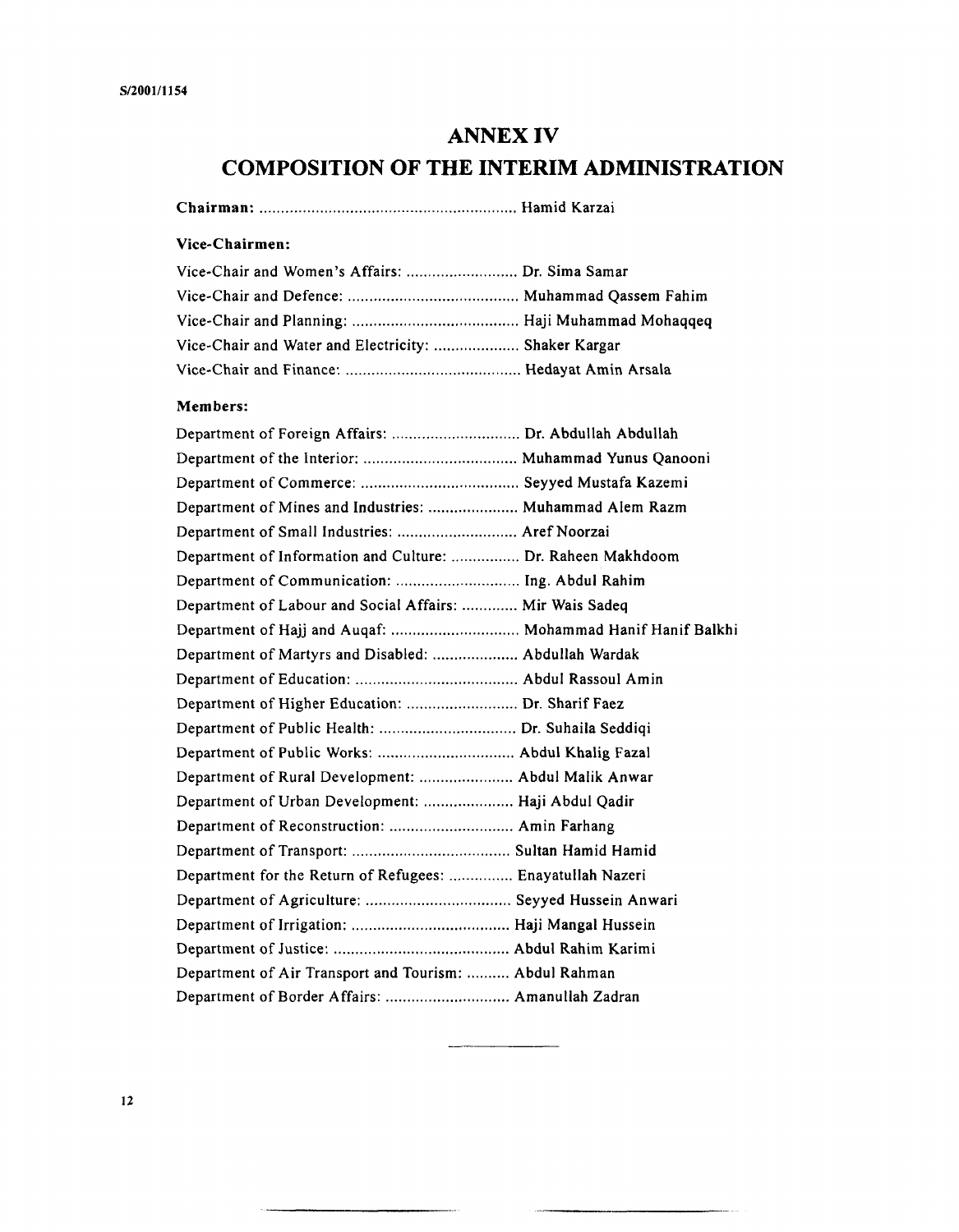# ANNEX IV

## COMPOSITION OF THE INTERIM ADMINISTRATION

**Chairman:** ............................................................ Hamid Karzai

**Vice-Chairmen:**

Vice-Chair and Women's Affairs: .......................... Dr. Sima Samar
Vice-Chair and Defence: ........................................ Muhammad Qassem Fahim
Vice-Chair and Planning: ....................................... Haji Muhammad Mohaqqeq
Vice-Chair and Water and Electricity: .................... Shaker Kargar
Vice-Chair and Finance: ......................................... Hedayat Amin Arsala

**Members:**

Department of Foreign Affairs: .............................. Dr. Abdullah Abdullah
Department of the Interior: .................................... Muhammad Yunus Qanooni
Department of Commerce: ..................................... Seyyed Mustafa Kazemi
Department of Mines and Industries: ..................... Muhammad Alem Razm
Department of Small Industries: ............................ Aref Noorzai
Department of Information and Culture: ................ Dr. Raheen Makhdoom
Department of Communication: ............................. Ing. Abdul Rahim
Department of Labour and Social Affairs: ............. Mir Wais Sadeq
Department of Hajj and Auqaf: .............................. Mohammad Hanif Hanif Balkhi
Department of Martyrs and Disabled: .................... Abdullah Wardak
Department of Education: ...................................... Abdul Rassoul Amin
Department of Higher Education: .......................... Dr. Sharif Faez
Department of Public Health: ................................ Dr. Suhaila Seddiqi
Department of Public Works: ................................ Abdul Khalig Fazal
Department of Rural Development: ...................... Abdul Malik Anwar
Department of Urban Development: ..................... Haji Abdul Qadir
Department of Reconstruction: ............................. Amin Farhang
Department of Transport: ..................................... Sultan Hamid Hamid
Department for the Return of Refugees: ............... Enayatullah Nazeri
Department of Agriculture: .................................. Seyyed Hussein Anwari
Department of Irrigation: ..................................... Haji Mangal Hussein
Department of Justice: ......................................... Abdul Rahim Karimi
Department of Air Transport and Tourism: .......... Abdul Rahman
Department of Border Affairs: ............................. Amanullah Zadran